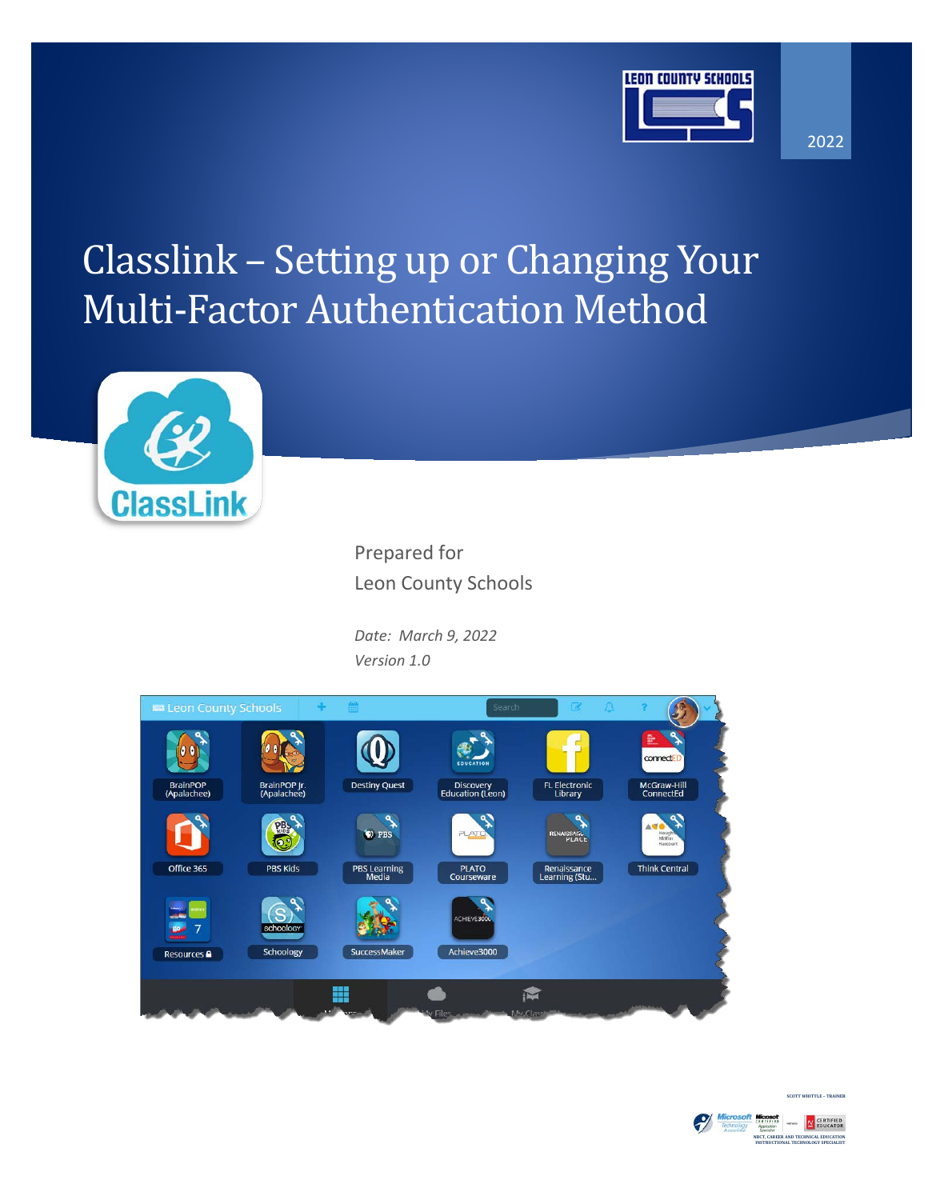2022

# Classlink – Setting up or Changing Your Multi-Factor Authentication Method

Prepared for
Leon County Schools

*Date: March 9, 2022*
*Version 1.0*

SCOTT WHITTLE - TRAINER

NBCT, CAREER AND TECHNICAL EDUCATION
INSTRUCTIONAL TECHNOLOGY SPECIALIST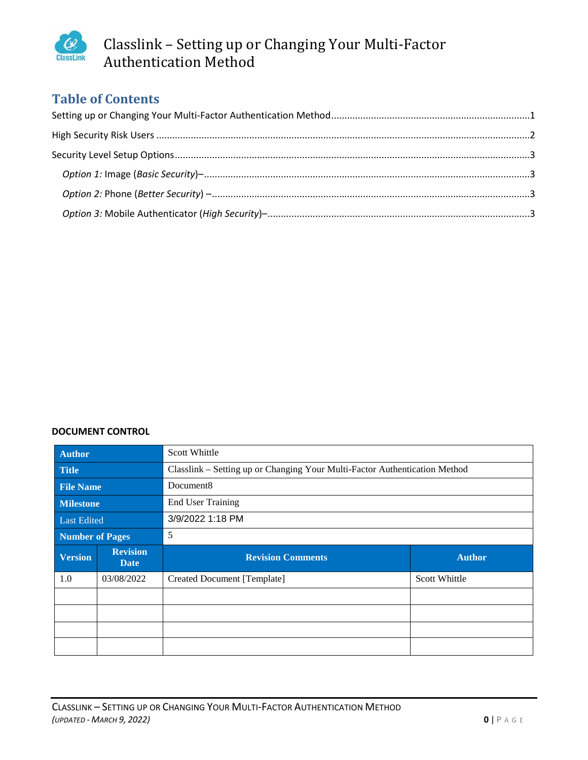# Classlink – Setting up or Changing Your Multi-Factor Authentication Method

## Table of Contents

Setting up or Changing Your Multi-Factor Authentication Method ....................1

High Security Risk Users ....................2

Security Level Setup Options ....................3

*Option 1:* Image (*Basic Security*)– ....................3

*Option 2:* Phone (*Better Security*) – ....................3

*Option 3:* Mobile Authenticator (*High Security*)– ....................3

**DOCUMENT CONTROL**

| **Author** | | Scott Whittle | |
|---|---|---|---|
| **Title** | | Classlink – Setting up or Changing Your Multi-Factor Authentication Method | |
| **File Name** | | Document8 | |
| **Milestone** | | End User Training | |
| Last Edited | | 3/9/2022 1:18 PM | |
| **Number of Pages** | | 5 | |
| **Version** | **Revision Date** | **Revision Comments** | **Author** |
| 1.0 | 03/08/2022 | Created Document [Template] | Scott Whittle |
| | | | |
| | | | |
| | | | |
| | | | |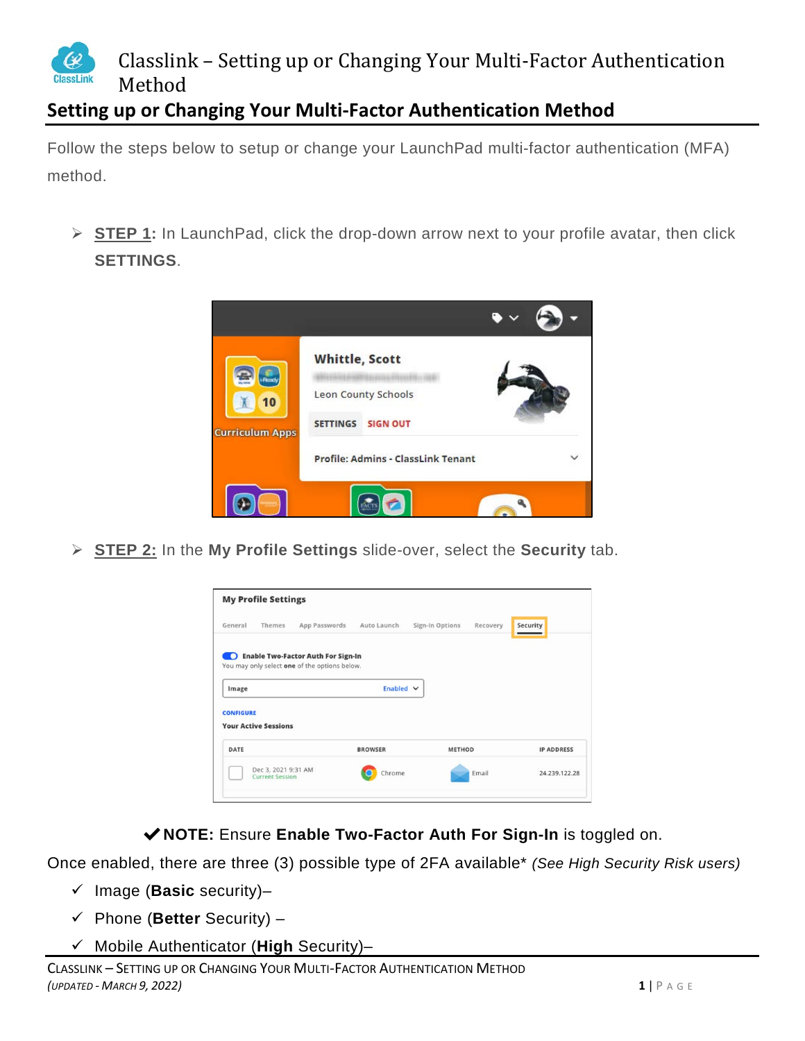## Setting up or Changing Your Multi-Factor Authentication Method

Follow the steps below to setup or change your LaunchPad multi-factor authentication (MFA) method.

- **STEP 1:** In LaunchPad, click the drop-down arrow next to your profile avatar, then click **SETTINGS**.

- **STEP 2:** In the **My Profile Settings** slide-over, select the **Security** tab.

✔ **NOTE:** Ensure **Enable Two-Factor Auth For Sign-In** is toggled on.

Once enabled, there are three (3) possible type of 2FA available* *(See High Security Risk users)*

- ✓ Image (**Basic** security)–
- ✓ Phone (**Better** Security) –
- ✓ Mobile Authenticator (**High** Security)–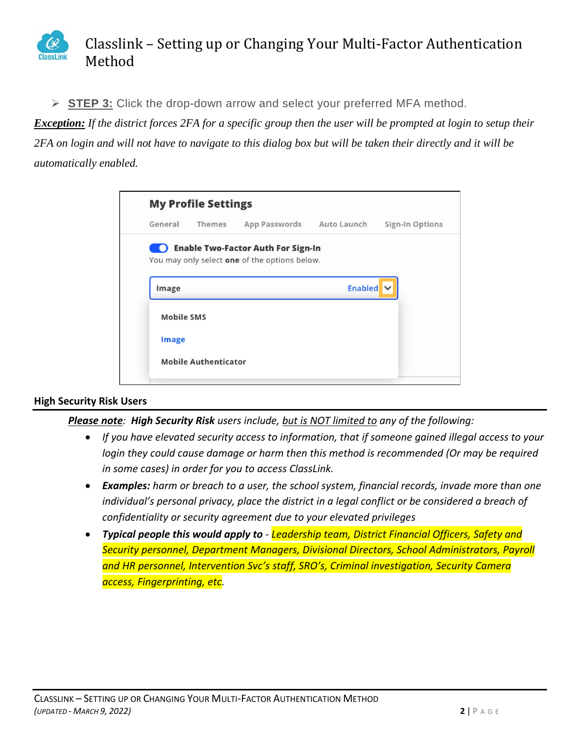➢ **STEP 3:** Click the drop-down arrow and select your preferred MFA method.

***Exception:*** *If the district forces 2FA for a specific group then the user will be prompted at login to setup their 2FA on login and will not have to navigate to this dialog box but will be taken their directly and it will be automatically enabled.*

**My Profile Settings**

General | Themes | App Passwords | Auto Launch | Sign-In Options

**Enable Two-Factor Auth For Sign-In**

You may only select **one** of the options below.

Image — Enabled

- Mobile SMS
- Image
- Mobile Authenticator

## High Security Risk Users

***Please note***: ***High Security Risk*** *users include, but is NOT limited to any of the following:*

- *If you have elevated security access to information, that if someone gained illegal access to your login they could cause damage or harm then this method is recommended (Or may be required in some cases) in order for you to access ClassLink.*
- ***Examples:*** *harm or breach to a user, the school system, financial records, invade more than one individual's personal privacy, place the district in a legal conflict or be considered a breach of confidentiality or security agreement due to your elevated privileges*
- ***Typical people this would apply to*** *- Leadership team, District Financial Officers, Safety and Security personnel, Department Managers, Divisional Directors, School Administrators, Payroll and HR personnel, Intervention Svc's staff, SRO's, Criminal investigation, Security Camera access, Fingerprinting, etc.*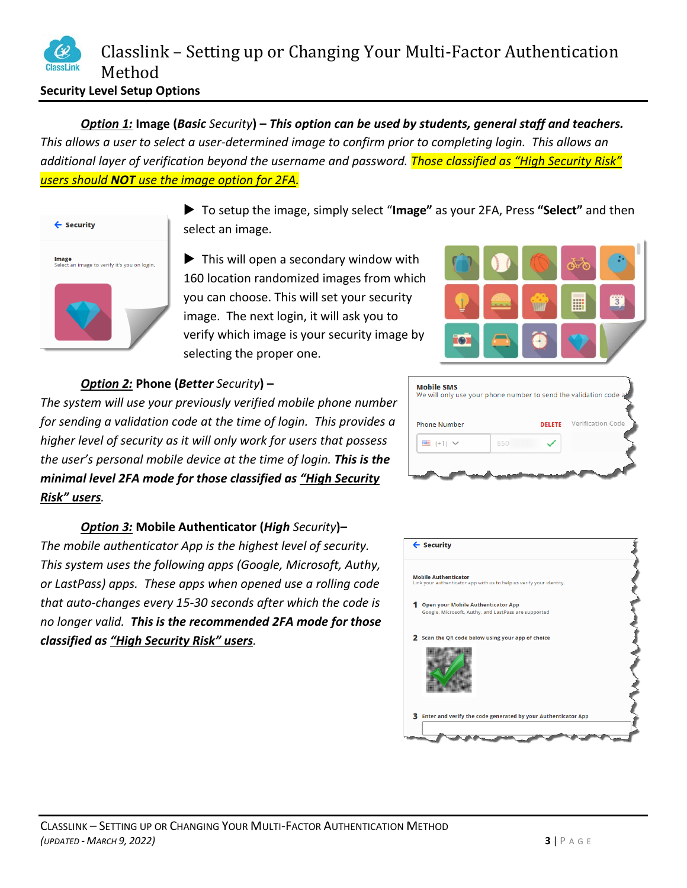# Classlink – Setting up or Changing Your Multi-Factor Authentication Method

**Security Level Setup Options**

***Option 1:*** **Image (*Basic* Security) – *This option can be used by students, general staff and teachers.*** *This allows a user to select a user-determined image to confirm prior to completing login. This allows an additional layer of verification beyond the username and password. Those classified as "High Security Risk" users should **NOT** use the image option for 2FA.*

- To setup the image, simply select "**Image**" as your 2FA, Press **"Select"** and then select an image.
- This will open a secondary window with 160 location randomized images from which you can choose. This will set your security image. The next login, it will ask you to verify which image is your security image by selecting the proper one.

***Option 2:*** **Phone (*Better* Security) –**
*The system will use your previously verified mobile phone number for sending a validation code at the time of login. This provides a higher level of security as it will only work for users that possess the user's personal mobile device at the time of login. **This is the minimal level 2FA mode for those classified as "High Security Risk" users**.*

***Option 3:*** **Mobile Authenticator (*High* Security)–**
*The mobile authenticator App is the highest level of security. This system uses the following apps (Google, Microsoft, Authy, or LastPass) apps. These apps when opened use a rolling code that auto-changes every 15-30 seconds after which the code is no longer valid. **This is the recommended 2FA mode for those classified as "High Security Risk" users**.*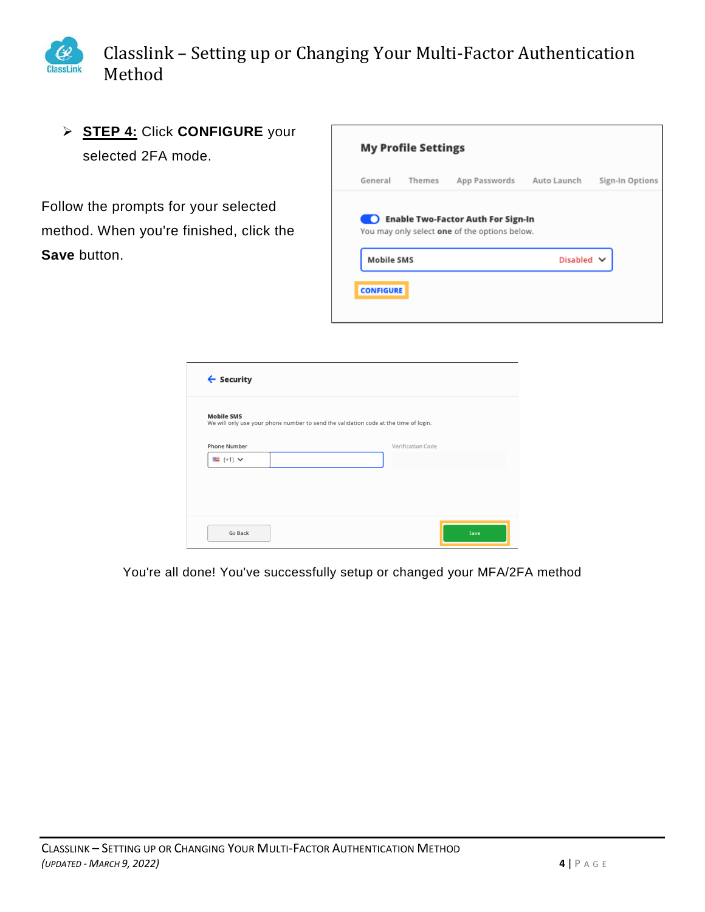- **STEP 4:** Click **CONFIGURE** your selected 2FA mode.

Follow the prompts for your selected method. When you're finished, click the **Save** button.

You're all done! You've successfully setup or changed your MFA/2FA method